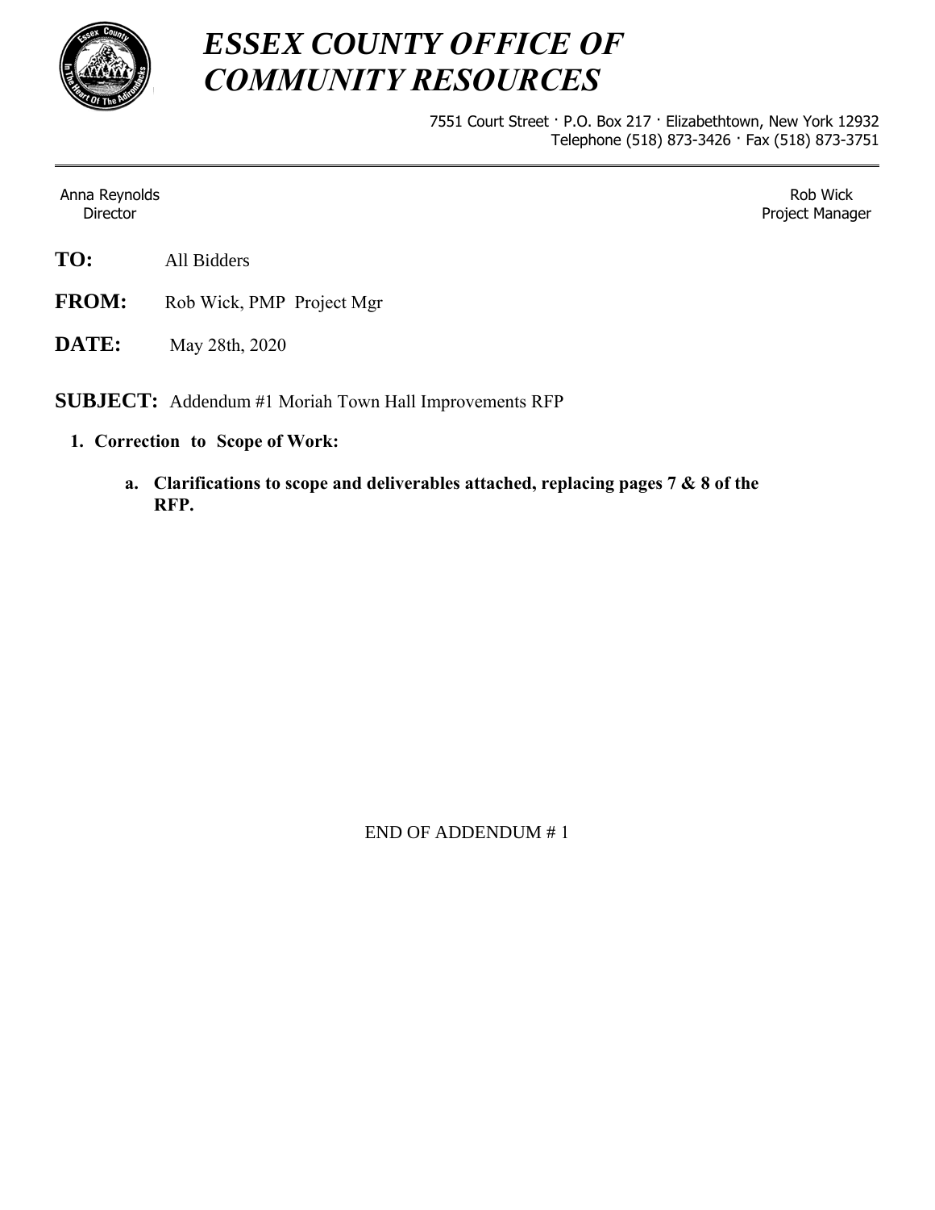# *ESSEX COUNTY OFFICE OF COMMUNITY RESOURCES*

7551 Court Street · P.O. Box 217 · Elizabethtown, New York 12932
Telephone (518) 873-3426 · Fax (518) 873-3751

---

Anna Reynolds
Director

Rob Wick
Project Manager

**TO:** All Bidders

**FROM:** Rob Wick, PMP Project Mgr

**DATE:** May 28th, 2020

**SUBJECT:** Addendum #1 Moriah Town Hall Improvements RFP

1. **Correction to Scope of Work:**
   a. **Clarifications to scope and deliverables attached, replacing pages 7 & 8 of the RFP.**

END OF ADDENDUM # 1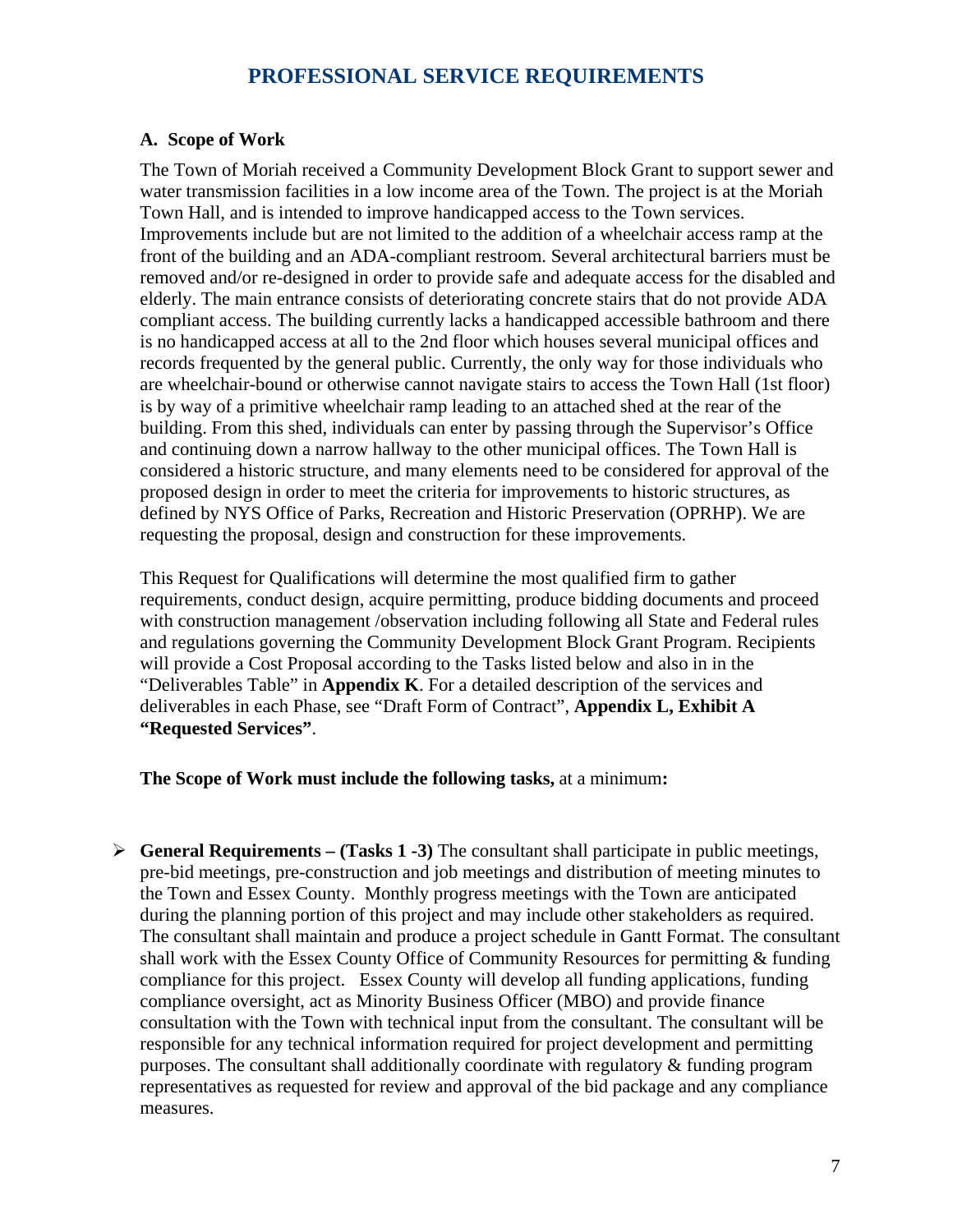# PROFESSIONAL SERVICE REQUIREMENTS

### A. Scope of Work

The Town of Moriah received a Community Development Block Grant to support sewer and water transmission facilities in a low income area of the Town. The project is at the Moriah Town Hall, and is intended to improve handicapped access to the Town services. Improvements include but are not limited to the addition of a wheelchair access ramp at the front of the building and an ADA-compliant restroom. Several architectural barriers must be removed and/or re-designed in order to provide safe and adequate access for the disabled and elderly. The main entrance consists of deteriorating concrete stairs that do not provide ADA compliant access. The building currently lacks a handicapped accessible bathroom and there is no handicapped access at all to the 2nd floor which houses several municipal offices and records frequented by the general public. Currently, the only way for those individuals who are wheelchair-bound or otherwise cannot navigate stairs to access the Town Hall (1st floor) is by way of a primitive wheelchair ramp leading to an attached shed at the rear of the building. From this shed, individuals can enter by passing through the Supervisor's Office and continuing down a narrow hallway to the other municipal offices. The Town Hall is considered a historic structure, and many elements need to be considered for approval of the proposed design in order to meet the criteria for improvements to historic structures, as defined by NYS Office of Parks, Recreation and Historic Preservation (OPRHP). We are requesting the proposal, design and construction for these improvements.

This Request for Qualifications will determine the most qualified firm to gather requirements, conduct design, acquire permitting, produce bidding documents and proceed with construction management /observation including following all State and Federal rules and regulations governing the Community Development Block Grant Program. Recipients will provide a Cost Proposal according to the Tasks listed below and also in in the "Deliverables Table" in **Appendix K**. For a detailed description of the services and deliverables in each Phase, see "Draft Form of Contract", **Appendix L, Exhibit A "Requested Services"**.

**The Scope of Work must include the following tasks,** at a minimum**:**

- **General Requirements – (Tasks 1 -3)** The consultant shall participate in public meetings, pre-bid meetings, pre-construction and job meetings and distribution of meeting minutes to the Town and Essex County. Monthly progress meetings with the Town are anticipated during the planning portion of this project and may include other stakeholders as required. The consultant shall maintain and produce a project schedule in Gantt Format. The consultant shall work with the Essex County Office of Community Resources for permitting & funding compliance for this project. Essex County will develop all funding applications, funding compliance oversight, act as Minority Business Officer (MBO) and provide finance consultation with the Town with technical input from the consultant. The consultant will be responsible for any technical information required for project development and permitting purposes. The consultant shall additionally coordinate with regulatory & funding program representatives as requested for review and approval of the bid package and any compliance measures.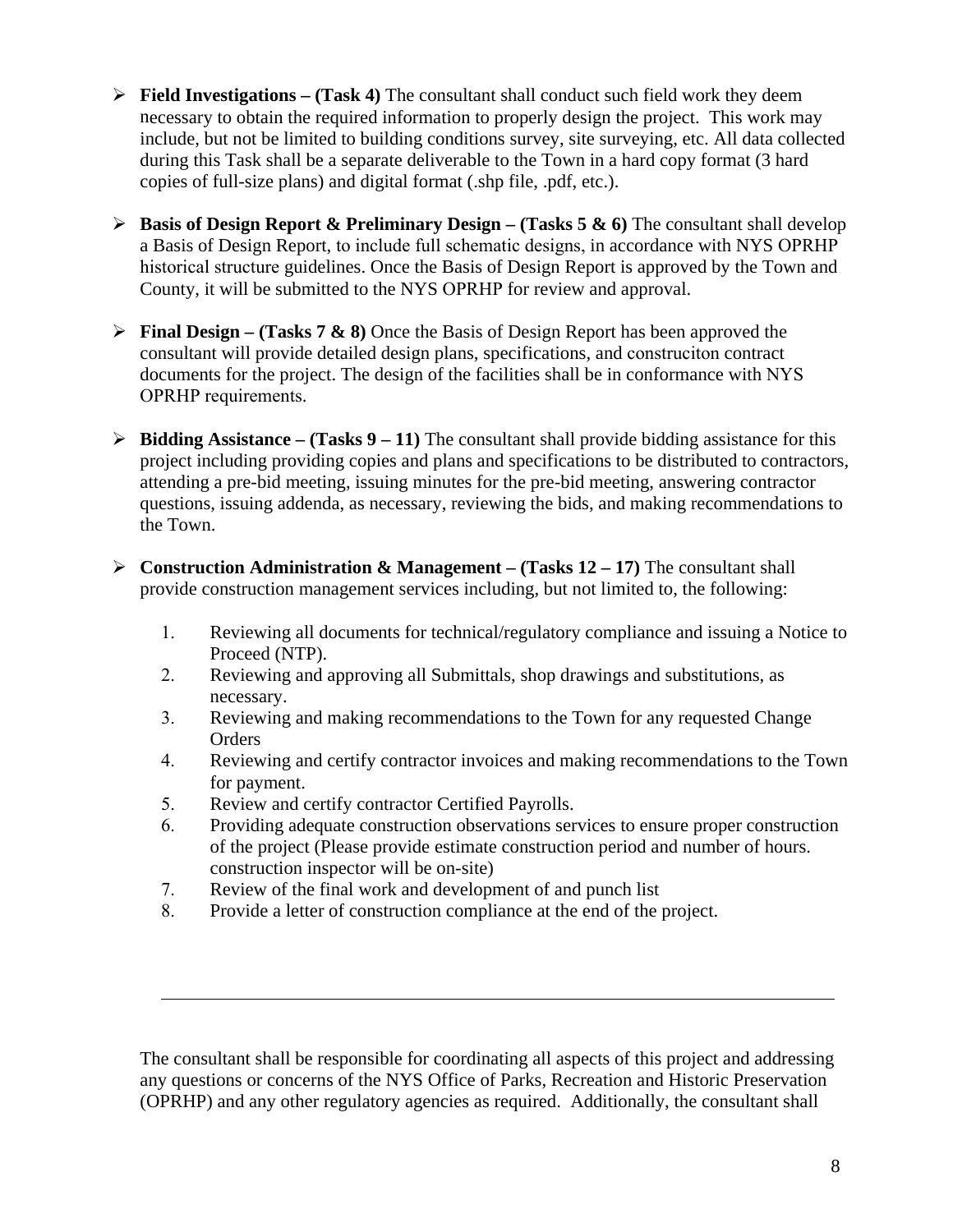- **Field Investigations – (Task 4)** The consultant shall conduct such field work they deem necessary to obtain the required information to properly design the project. This work may include, but not be limited to building conditions survey, site surveying, etc. All data collected during this Task shall be a separate deliverable to the Town in a hard copy format (3 hard copies of full-size plans) and digital format (.shp file, .pdf, etc.).

- **Basis of Design Report & Preliminary Design – (Tasks 5 & 6)** The consultant shall develop a Basis of Design Report, to include full schematic designs, in accordance with NYS OPRHP historical structure guidelines. Once the Basis of Design Report is approved by the Town and County, it will be submitted to the NYS OPRHP for review and approval.

- **Final Design – (Tasks 7 & 8)** Once the Basis of Design Report has been approved the consultant will provide detailed design plans, specifications, and construciton contract documents for the project. The design of the facilities shall be in conformance with NYS OPRHP requirements.

- **Bidding Assistance – (Tasks 9 – 11)** The consultant shall provide bidding assistance for this project including providing copies and plans and specifications to be distributed to contractors, attending a pre-bid meeting, issuing minutes for the pre-bid meeting, answering contractor questions, issuing addenda, as necessary, reviewing the bids, and making recommendations to the Town.

- **Construction Administration & Management – (Tasks 12 – 17)** The consultant shall provide construction management services including, but not limited to, the following:

  1. Reviewing all documents for technical/regulatory compliance and issuing a Notice to Proceed (NTP).
  2. Reviewing and approving all Submittals, shop drawings and substitutions, as necessary.
  3. Reviewing and making recommendations to the Town for any requested Change Orders
  4. Reviewing and certify contractor invoices and making recommendations to the Town for payment.
  5. Review and certify contractor Certified Payrolls.
  6. Providing adequate construction observations services to ensure proper construction of the project (Please provide estimate construction period and number of hours. construction inspector will be on-site)
  7. Review of the final work and development of and punch list
  8. Provide a letter of construction compliance at the end of the project.

---

The consultant shall be responsible for coordinating all aspects of this project and addressing any questions or concerns of the NYS Office of Parks, Recreation and Historic Preservation (OPRHP) and any other regulatory agencies as required. Additionally, the consultant shall